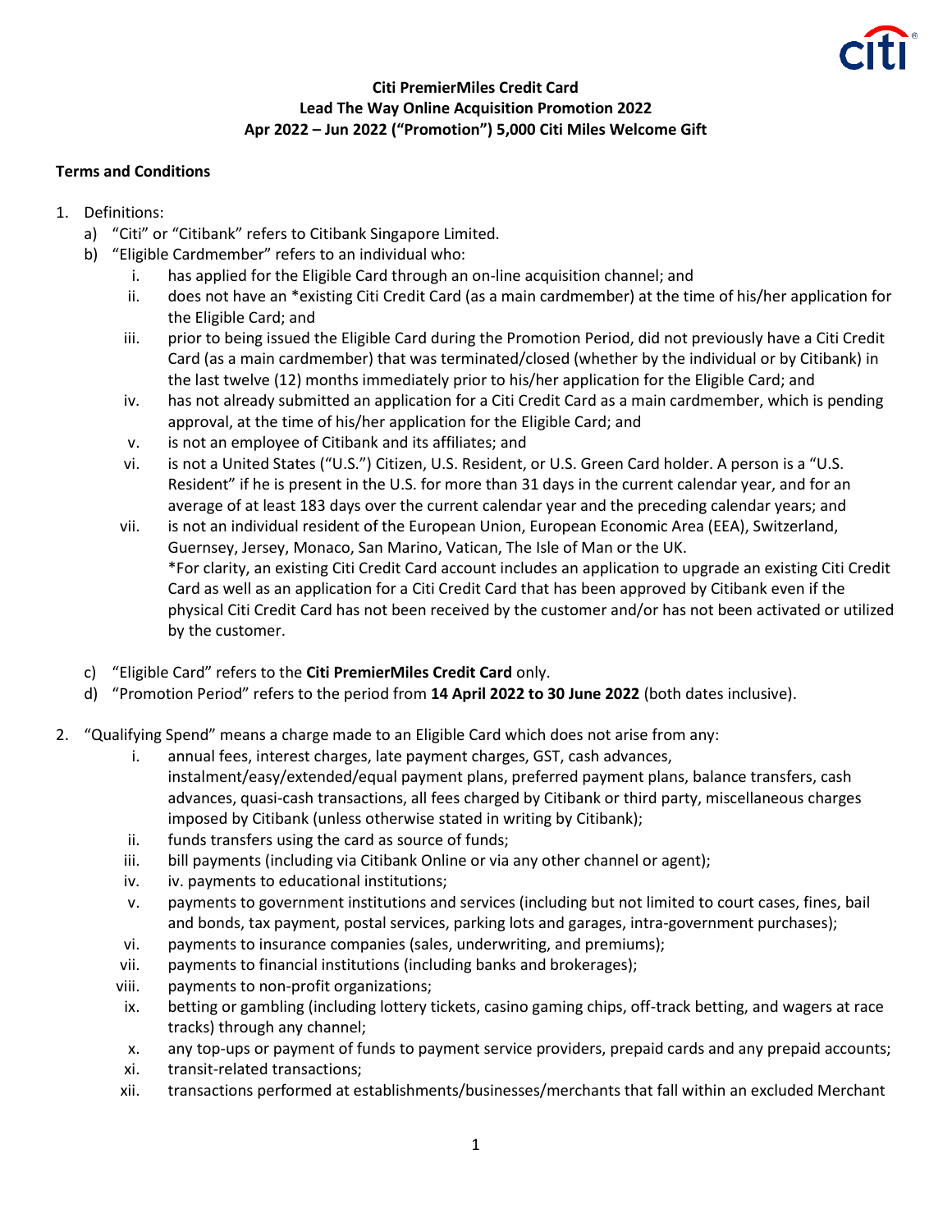**Citi PremierMiles Credit Card**
**Lead The Way Online Acquisition Promotion 2022**
**Apr 2022 – Jun 2022 ("Promotion") 5,000 Citi Miles Welcome Gift**

**Terms and Conditions**

1. Definitions:
   a) "Citi" or "Citibank" refers to Citibank Singapore Limited.
   b) "Eligible Cardmember" refers to an individual who:
      i. has applied for the Eligible Card through an on-line acquisition channel; and
      ii. does not have an *existing Citi Credit Card (as a main cardmember) at the time of his/her application for the Eligible Card; and
      iii. prior to being issued the Eligible Card during the Promotion Period, did not previously have a Citi Credit Card (as a main cardmember) that was terminated/closed (whether by the individual or by Citibank) in the last twelve (12) months immediately prior to his/her application for the Eligible Card; and
      iv. has not already submitted an application for a Citi Credit Card as a main cardmember, which is pending approval, at the time of his/her application for the Eligible Card; and
      v. is not an employee of Citibank and its affiliates; and
      vi. is not a United States ("U.S.") Citizen, U.S. Resident, or U.S. Green Card holder. A person is a "U.S. Resident" if he is present in the U.S. for more than 31 days in the current calendar year, and for an average of at least 183 days over the current calendar year and the preceding calendar years; and
      vii. is not an individual resident of the European Union, European Economic Area (EEA), Switzerland, Guernsey, Jersey, Monaco, San Marino, Vatican, The Isle of Man or the UK.
      *For clarity, an existing Citi Credit Card account includes an application to upgrade an existing Citi Credit Card as well as an application for a Citi Credit Card that has been approved by Citibank even if the physical Citi Credit Card has not been received by the customer and/or has not been activated or utilized by the customer.
   c) "Eligible Card" refers to the **Citi PremierMiles Credit Card** only.
   d) "Promotion Period" refers to the period from **14 April 2022 to 30 June 2022** (both dates inclusive).

2. "Qualifying Spend" means a charge made to an Eligible Card which does not arise from any:
   i. annual fees, interest charges, late payment charges, GST, cash advances, instalment/easy/extended/equal payment plans, preferred payment plans, balance transfers, cash advances, quasi-cash transactions, all fees charged by Citibank or third party, miscellaneous charges imposed by Citibank (unless otherwise stated in writing by Citibank);
   ii. funds transfers using the card as source of funds;
   iii. bill payments (including via Citibank Online or via any other channel or agent);
   iv. iv. payments to educational institutions;
   v. payments to government institutions and services (including but not limited to court cases, fines, bail and bonds, tax payment, postal services, parking lots and garages, intra-government purchases);
   vi. payments to insurance companies (sales, underwriting, and premiums);
   vii. payments to financial institutions (including banks and brokerages);
   viii. payments to non-profit organizations;
   ix. betting or gambling (including lottery tickets, casino gaming chips, off-track betting, and wagers at race tracks) through any channel;
   x. any top-ups or payment of funds to payment service providers, prepaid cards and any prepaid accounts;
   xi. transit-related transactions;
   xii. transactions performed at establishments/businesses/merchants that fall within an excluded Merchant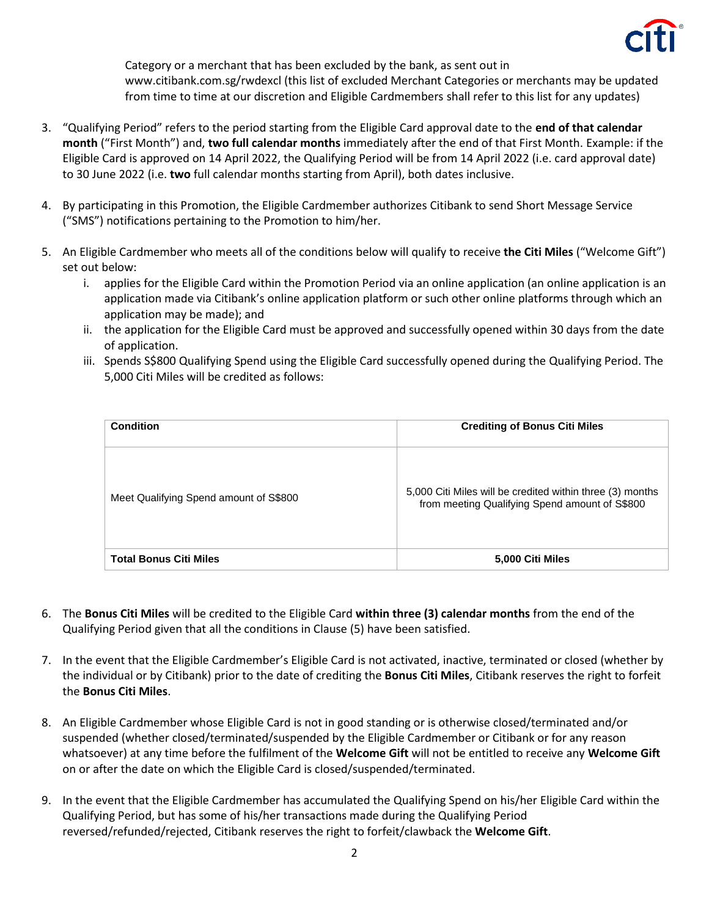Category or a merchant that has been excluded by the bank, as sent out in www.citibank.com.sg/rwdexcl (this list of excluded Merchant Categories or merchants may be updated from time to time at our discretion and Eligible Cardmembers shall refer to this list for any updates)

3. "Qualifying Period" refers to the period starting from the Eligible Card approval date to the **end of that calendar month** ("First Month") and, **two full calendar months** immediately after the end of that First Month. Example: if the Eligible Card is approved on 14 April 2022, the Qualifying Period will be from 14 April 2022 (i.e. card approval date) to 30 June 2022 (i.e. **two** full calendar months starting from April), both dates inclusive.

4. By participating in this Promotion, the Eligible Cardmember authorizes Citibank to send Short Message Service ("SMS") notifications pertaining to the Promotion to him/her.

5. An Eligible Cardmember who meets all of the conditions below will qualify to receive **the Citi Miles** ("Welcome Gift") set out below:
   i. applies for the Eligible Card within the Promotion Period via an online application (an online application is an application made via Citibank's online application platform or such other online platforms through which an application may be made); and
   ii. the application for the Eligible Card must be approved and successfully opened within 30 days from the date of application.
   iii. Spends S$800 Qualifying Spend using the Eligible Card successfully opened during the Qualifying Period. The 5,000 Citi Miles will be credited as follows:

| **Condition** | **Crediting of Bonus Citi Miles** |
|---|---|
| Meet Qualifying Spend amount of S$800 | 5,000 Citi Miles will be credited within three (3) months from meeting Qualifying Spend amount of S$800 |
| **Total Bonus Citi Miles** | **5,000 Citi Miles** |

6. The **Bonus Citi Miles** will be credited to the Eligible Card **within three (3) calendar months** from the end of the Qualifying Period given that all the conditions in Clause (5) have been satisfied.

7. In the event that the Eligible Cardmember's Eligible Card is not activated, inactive, terminated or closed (whether by the individual or by Citibank) prior to the date of crediting the **Bonus Citi Miles**, Citibank reserves the right to forfeit the **Bonus Citi Miles**.

8. An Eligible Cardmember whose Eligible Card is not in good standing or is otherwise closed/terminated and/or suspended (whether closed/terminated/suspended by the Eligible Cardmember or Citibank or for any reason whatsoever) at any time before the fulfilment of the **Welcome Gift** will not be entitled to receive any **Welcome Gift** on or after the date on which the Eligible Card is closed/suspended/terminated.

9. In the event that the Eligible Cardmember has accumulated the Qualifying Spend on his/her Eligible Card within the Qualifying Period, but has some of his/her transactions made during the Qualifying Period reversed/refunded/rejected, Citibank reserves the right to forfeit/clawback the **Welcome Gift**.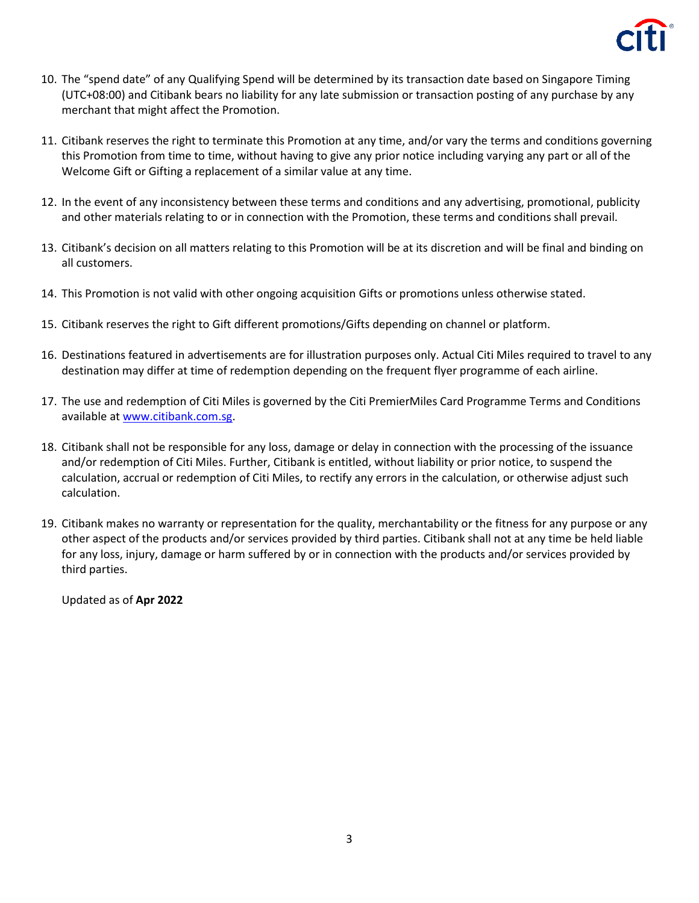10. The "spend date" of any Qualifying Spend will be determined by its transaction date based on Singapore Timing (UTC+08:00) and Citibank bears no liability for any late submission or transaction posting of any purchase by any merchant that might affect the Promotion.

11. Citibank reserves the right to terminate this Promotion at any time, and/or vary the terms and conditions governing this Promotion from time to time, without having to give any prior notice including varying any part or all of the Welcome Gift or Gifting a replacement of a similar value at any time.

12. In the event of any inconsistency between these terms and conditions and any advertising, promotional, publicity and other materials relating to or in connection with the Promotion, these terms and conditions shall prevail.

13. Citibank's decision on all matters relating to this Promotion will be at its discretion and will be final and binding on all customers.

14. This Promotion is not valid with other ongoing acquisition Gifts or promotions unless otherwise stated.

15. Citibank reserves the right to Gift different promotions/Gifts depending on channel or platform.

16. Destinations featured in advertisements are for illustration purposes only. Actual Citi Miles required to travel to any destination may differ at time of redemption depending on the frequent flyer programme of each airline.

17. The use and redemption of Citi Miles is governed by the Citi PremierMiles Card Programme Terms and Conditions available at [www.citibank.com.sg](www.citibank.com.sg).

18. Citibank shall not be responsible for any loss, damage or delay in connection with the processing of the issuance and/or redemption of Citi Miles. Further, Citibank is entitled, without liability or prior notice, to suspend the calculation, accrual or redemption of Citi Miles, to rectify any errors in the calculation, or otherwise adjust such calculation.

19. Citibank makes no warranty or representation for the quality, merchantability or the fitness for any purpose or any other aspect of the products and/or services provided by third parties. Citibank shall not at any time be held liable for any loss, injury, damage or harm suffered by or in connection with the products and/or services provided by third parties.

Updated as of **Apr 2022**